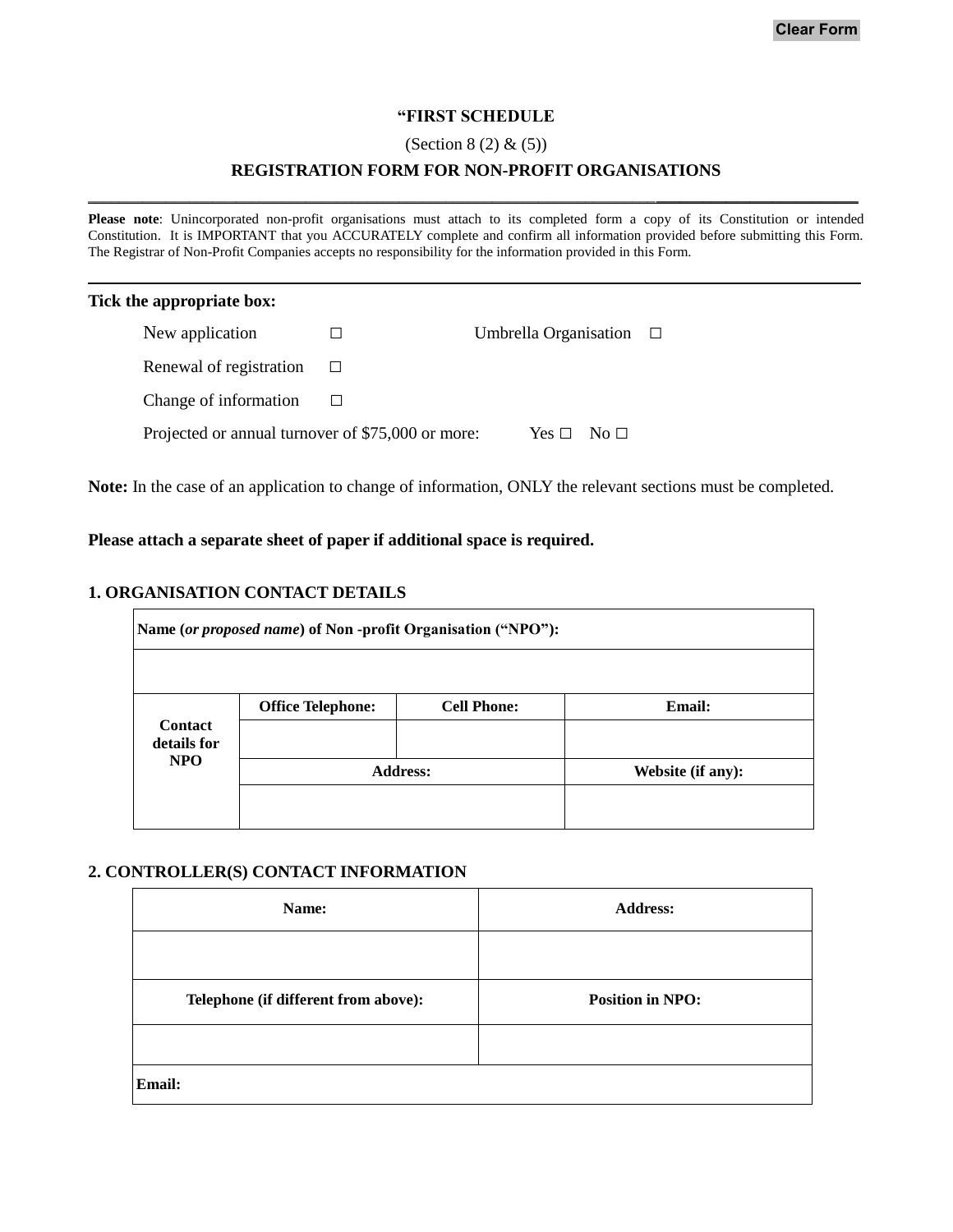Clear Form

**"FIRST SCHEDULE**

(Section 8 (2) & (5))

**REGISTRATION FORM FOR NON-PROFIT ORGANISATIONS**

---

**Please note**: Unincorporated non-profit organisations must attach to its completed form a copy of its Constitution or intended Constitution. It is IMPORTANT that you ACCURATELY complete and confirm all information provided before submitting this Form. The Registrar of Non-Profit Companies accepts no responsibility for the information provided in this Form.

---

**Tick the appropriate box:**

New application ☐ Umbrella Organisation ☐

Renewal of registration ☐

Change of information ☐

Projected or annual turnover of $75,000 or more: Yes ☐ No ☐

**Note:** In the case of an application to change of information, ONLY the relevant sections must be completed.

**Please attach a separate sheet of paper if additional space is required.**

## 1. ORGANISATION CONTACT DETAILS

| **Name (*or proposed name*) of Non -profit Organisation ("NPO"):** | | | |
|---|---|---|---|
| | | | |
| **Contact details for NPO** | **Office Telephone:** | **Cell Phone:** | **Email:** |
| | | | |
| | **Address:** | | **Website (if any):** |
| | | | |

## 2. CONTROLLER(S) CONTACT INFORMATION

| **Name:** | **Address:** |
|---|---|
| | |
| **Telephone (if different from above):** | **Position in NPO:** |
| | |
| **Email:** | |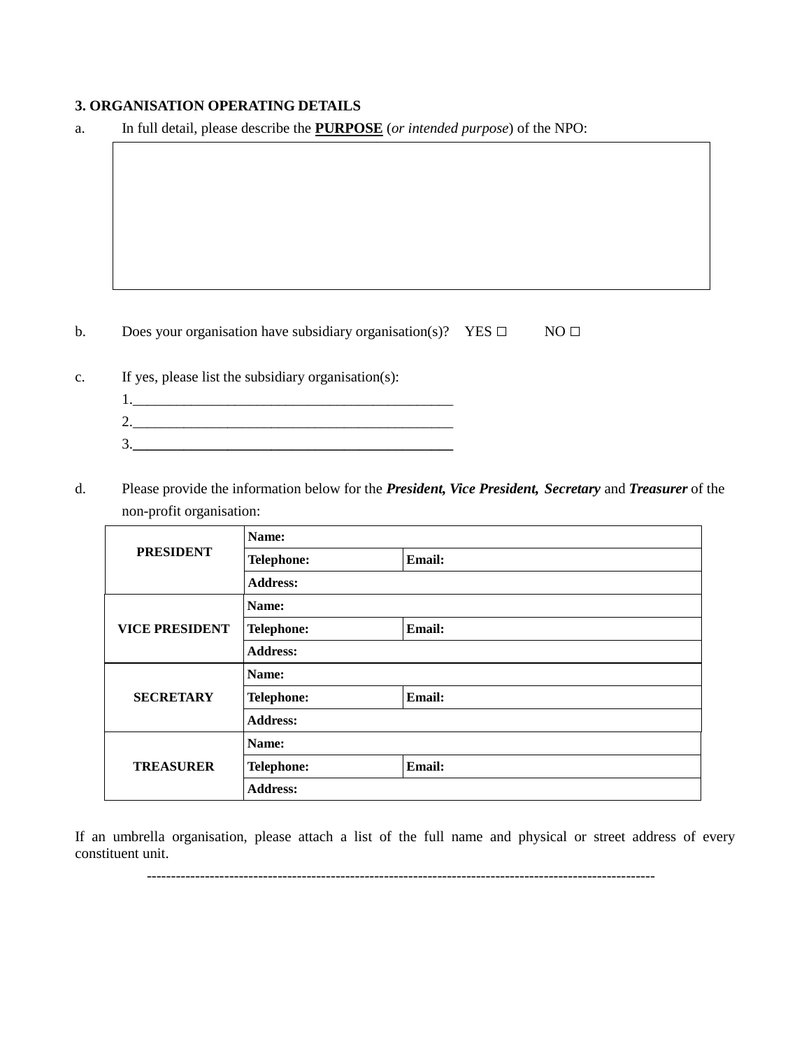**3. ORGANISATION OPERATING DETAILS**

a. In full detail, please describe the **PURPOSE** (*or intended purpose*) of the NPO:

| |
|---|
| |

b. Does your organisation have subsidiary organisation(s)? YES ☐ NO ☐

c. If yes, please list the subsidiary organisation(s):

1.\_\_\_\_\_\_\_\_\_\_\_\_\_\_\_\_\_\_\_\_\_\_\_\_\_\_\_\_\_\_\_\_\_\_\_\_\_\_\_\_\_\_\_\_

2.\_\_\_\_\_\_\_\_\_\_\_\_\_\_\_\_\_\_\_\_\_\_\_\_\_\_\_\_\_\_\_\_\_\_\_\_\_\_\_\_\_\_\_\_

3.\_\_\_\_\_\_\_\_\_\_\_\_\_\_\_\_\_\_\_\_\_\_\_\_\_\_\_\_\_\_\_\_\_\_\_\_\_\_\_\_\_\_\_\_

d. Please provide the information below for the ***President, Vice President, Secretary*** and ***Treasurer*** of the non-profit organisation:

| | | |
|---|---|---|
| **PRESIDENT** | **Name:** | |
| | **Telephone:** | **Email:** |
| | **Address:** | |
| **VICE PRESIDENT** | **Name:** | |
| | **Telephone:** | **Email:** |
| | **Address:** | |
| **SECRETARY** | **Name:** | |
| | **Telephone:** | **Email:** |
| | **Address:** | |
| **TREASURER** | **Name:** | |
| | **Telephone:** | **Email:** |
| | **Address:** | |

If an umbrella organisation, please attach a list of the full name and physical or street address of every constituent unit.

---------------------------------------------------------------------------------------------------------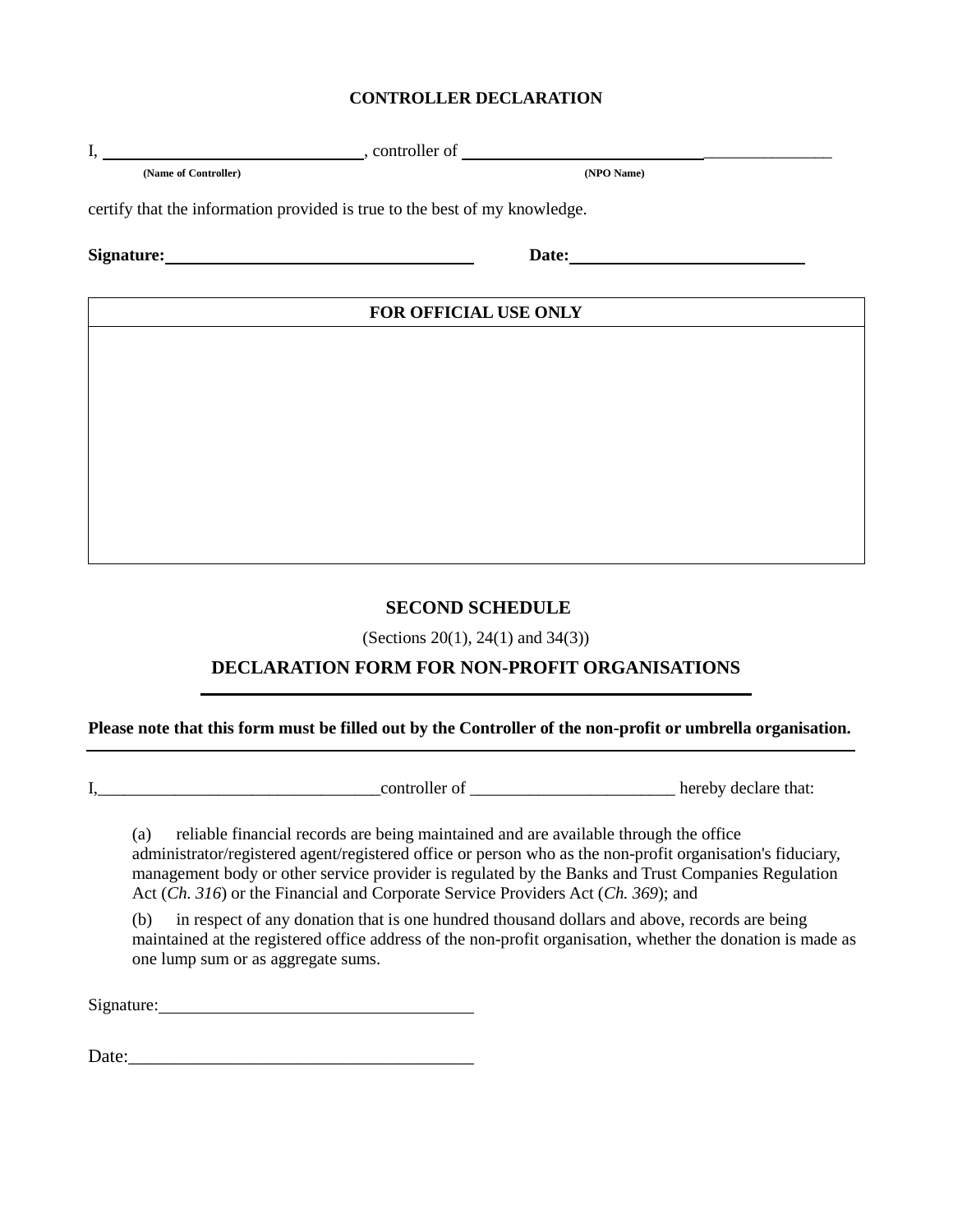**CONTROLLER DECLARATION**

I, ______________________________, controller of _______________________________________________
(Name of Controller) (NPO Name)

certify that the information provided is true to the best of my knowledge.

**Signature:** ___________________________________ **Date:** ___________________________

| FOR OFFICIAL USE ONLY |
| --- |
| |

## SECOND SCHEDULE

(Sections 20(1), 24(1) and 34(3))

## DECLARATION FORM FOR NON-PROFIT ORGANISATIONS

**Please note that this form must be filled out by the Controller of the non-profit or umbrella organisation.**

I,_________________________________controller of ________________________ hereby declare that:

(a) reliable financial records are being maintained and are available through the office administrator/registered agent/registered office or person who as the non-profit organisation's fiduciary, management body or other service provider is regulated by the Banks and Trust Companies Regulation Act (*Ch. 316*) or the Financial and Corporate Service Providers Act (*Ch. 369*); and

(b) in respect of any donation that is one hundred thousand dollars and above, records are being maintained at the registered office address of the non-profit organisation, whether the donation is made as one lump sum or as aggregate sums.

Signature:___________________________________

Date:______________________________________